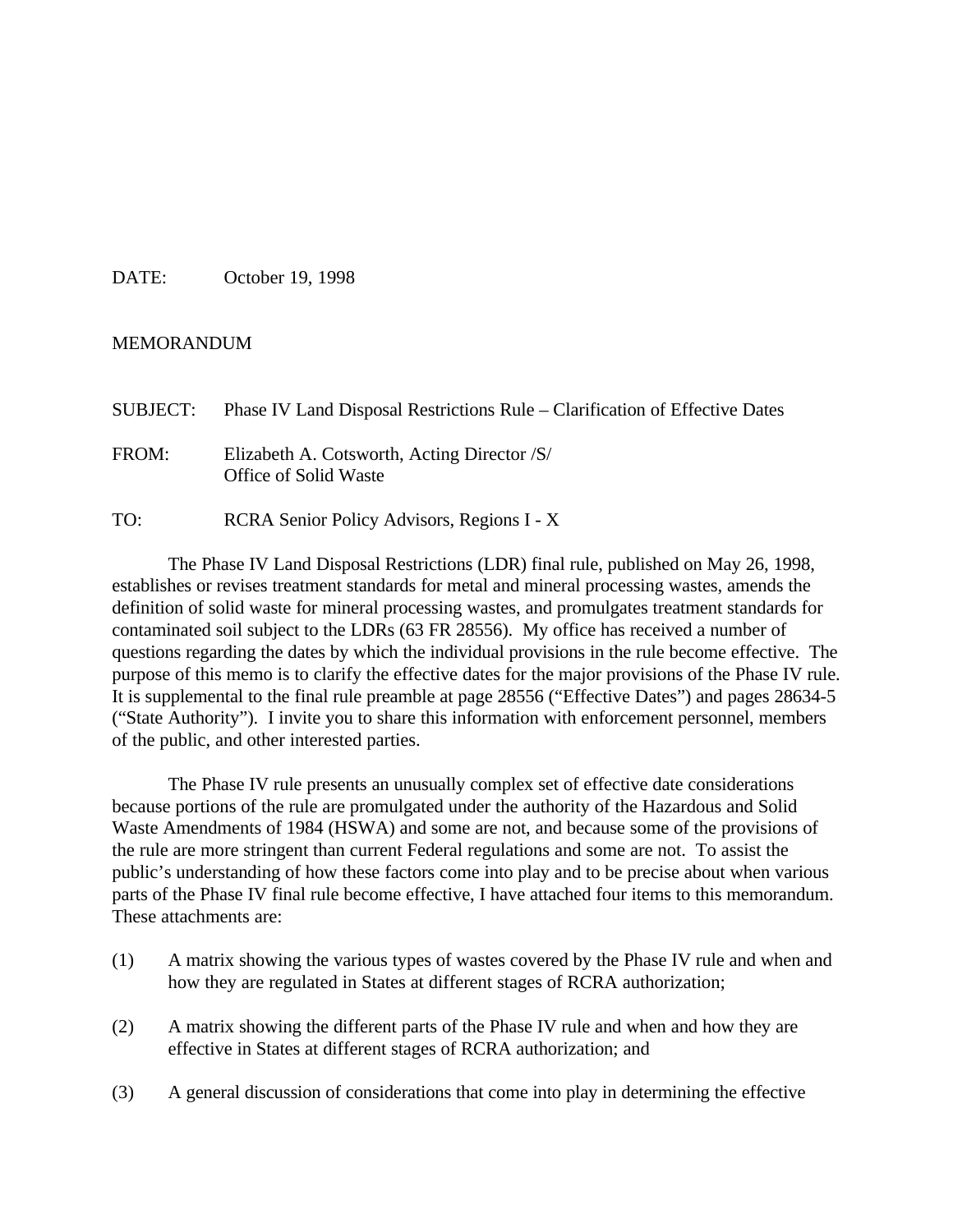DATE: October 19, 1998

MEMORANDUM

SUBJECT: Phase IV Land Disposal Restrictions Rule – Clarification of Effective Dates

FROM: Elizabeth A. Cotsworth, Acting Director /S/
Office of Solid Waste

TO: RCRA Senior Policy Advisors, Regions I - X

The Phase IV Land Disposal Restrictions (LDR) final rule, published on May 26, 1998, establishes or revises treatment standards for metal and mineral processing wastes, amends the definition of solid waste for mineral processing wastes, and promulgates treatment standards for contaminated soil subject to the LDRs (63 FR 28556). My office has received a number of questions regarding the dates by which the individual provisions in the rule become effective. The purpose of this memo is to clarify the effective dates for the major provisions of the Phase IV rule. It is supplemental to the final rule preamble at page 28556 ("Effective Dates") and pages 28634-5 ("State Authority"). I invite you to share this information with enforcement personnel, members of the public, and other interested parties.

The Phase IV rule presents an unusually complex set of effective date considerations because portions of the rule are promulgated under the authority of the Hazardous and Solid Waste Amendments of 1984 (HSWA) and some are not, and because some of the provisions of the rule are more stringent than current Federal regulations and some are not. To assist the public's understanding of how these factors come into play and to be precise about when various parts of the Phase IV final rule become effective, I have attached four items to this memorandum. These attachments are:

(1) A matrix showing the various types of wastes covered by the Phase IV rule and when and how they are regulated in States at different stages of RCRA authorization;

(2) A matrix showing the different parts of the Phase IV rule and when and how they are effective in States at different stages of RCRA authorization; and

(3) A general discussion of considerations that come into play in determining the effective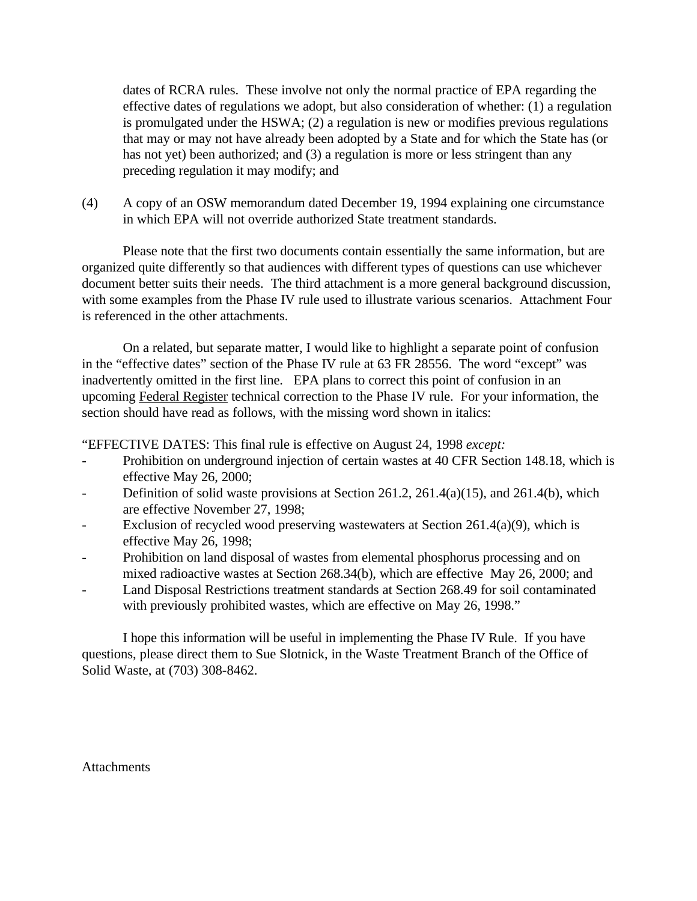dates of RCRA rules. These involve not only the normal practice of EPA regarding the effective dates of regulations we adopt, but also consideration of whether: (1) a regulation is promulgated under the HSWA; (2) a regulation is new or modifies previous regulations that may or may not have already been adopted by a State and for which the State has (or has not yet) been authorized; and (3) a regulation is more or less stringent than any preceding regulation it may modify; and

(4) A copy of an OSW memorandum dated December 19, 1994 explaining one circumstance in which EPA will not override authorized State treatment standards.

Please note that the first two documents contain essentially the same information, but are organized quite differently so that audiences with different types of questions can use whichever document better suits their needs. The third attachment is a more general background discussion, with some examples from the Phase IV rule used to illustrate various scenarios. Attachment Four is referenced in the other attachments.

On a related, but separate matter, I would like to highlight a separate point of confusion in the "effective dates" section of the Phase IV rule at 63 FR 28556. The word "except" was inadvertently omitted in the first line. EPA plans to correct this point of confusion in an upcoming Federal Register technical correction to the Phase IV rule. For your information, the section should have read as follows, with the missing word shown in italics:

"EFFECTIVE DATES: This final rule is effective on August 24, 1998 *except:*

- Prohibition on underground injection of certain wastes at 40 CFR Section 148.18, which is effective May 26, 2000;
- Definition of solid waste provisions at Section 261.2, 261.4(a)(15), and 261.4(b), which are effective November 27, 1998;
- Exclusion of recycled wood preserving wastewaters at Section 261.4(a)(9), which is effective May 26, 1998;
- Prohibition on land disposal of wastes from elemental phosphorus processing and on mixed radioactive wastes at Section 268.34(b), which are effective May 26, 2000; and
- Land Disposal Restrictions treatment standards at Section 268.49 for soil contaminated with previously prohibited wastes, which are effective on May 26, 1998."

I hope this information will be useful in implementing the Phase IV Rule. If you have questions, please direct them to Sue Slotnick, in the Waste Treatment Branch of the Office of Solid Waste, at (703) 308-8462.

Attachments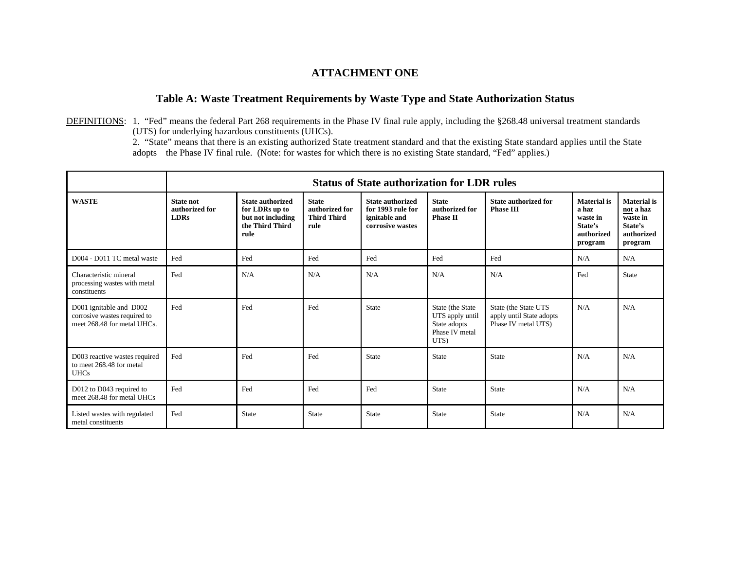## ATTACHMENT ONE

### Table A: Waste Treatment Requirements by Waste Type and State Authorization Status

DEFINITIONS: 1. "Fed" means the federal Part 268 requirements in the Phase IV final rule apply, including the §268.48 universal treatment standards (UTS) for underlying hazardous constituents (UHCs).

2. "State" means that there is an existing authorized State treatment standard and that the existing State standard applies until the State adopts the Phase IV final rule. (Note: for wastes for which there is no existing State standard, "Fed" applies.)

| | **Status of State authorization for LDR rules** | | | | | | | |
|---|---|---|---|---|---|---|---|---|
| **WASTE** | **State not authorized for LDRs** | **State authorized for LDRs up to but not including the Third Third rule** | **State authorized for Third Third rule** | **State authorized for 1993 rule for ignitable and corrosive wastes** | **State authorized for Phase II** | **State authorized for Phase III** | **Material is a haz waste in State's authorized program** | **Material is not a haz waste in State's authorized program** |
| D004 - D011 TC metal waste | Fed | Fed | Fed | Fed | Fed | Fed | N/A | N/A |
| Characteristic mineral processing wastes with metal constituents | Fed | N/A | N/A | N/A | N/A | N/A | Fed | State |
| D001 ignitable and D002 corrosive wastes required to meet 268.48 for metal UHCs. | Fed | Fed | Fed | State | State (the State UTS apply until State adopts Phase IV metal UTS) | State (the State UTS apply until State adopts Phase IV metal UTS) | N/A | N/A |
| D003 reactive wastes required to meet 268.48 for metal UHCs | Fed | Fed | Fed | State | State | State | N/A | N/A |
| D012 to D043 required to meet 268.48 for metal UHCs | Fed | Fed | Fed | Fed | State | State | N/A | N/A |
| Listed wastes with regulated metal constituents | Fed | State | State | State | State | State | N/A | N/A |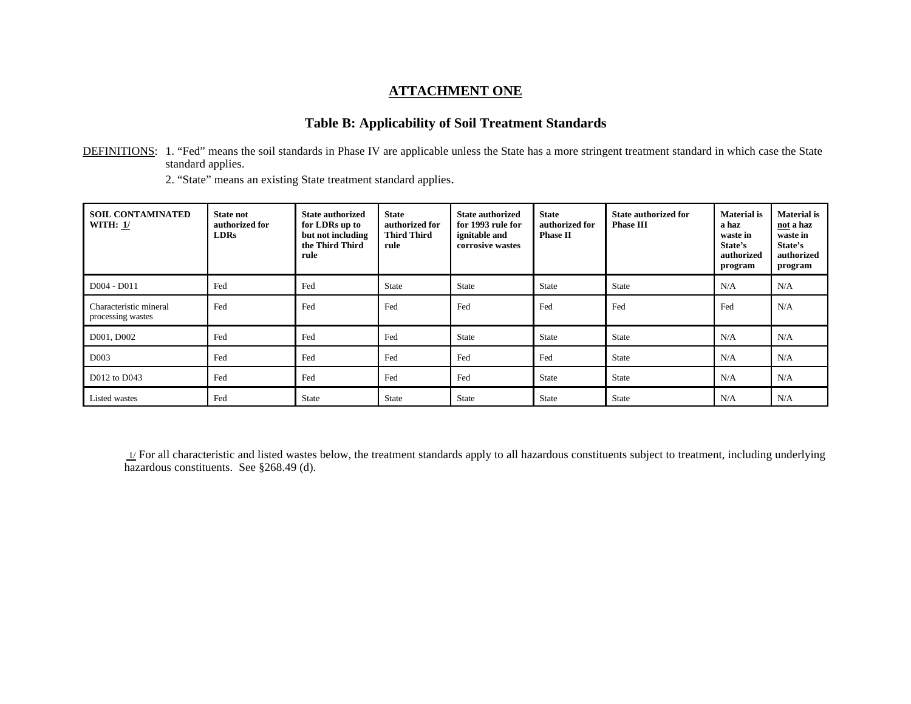# ATTACHMENT ONE

## Table B: Applicability of Soil Treatment Standards

DEFINITIONS: 1. "Fed" means the soil standards in Phase IV are applicable unless the State has a more stringent treatment standard in which case the State standard applies.

2. "State" means an existing State treatment standard applies.

| SOIL CONTAMINATED WITH: 1/ | State not authorized for LDRs | State authorized for LDRs up to but not including the Third Third rule | State authorized for Third Third rule | State authorized for 1993 rule for ignitable and corrosive wastes | State authorized for Phase II | State authorized for Phase III | Material is a haz waste in State's authorized program | Material is not a haz waste in State's authorized program |
|---|---|---|---|---|---|---|---|---|
| D004 - D011 | Fed | Fed | State | State | State | State | N/A | N/A |
| Characteristic mineral processing wastes | Fed | Fed | Fed | Fed | Fed | Fed | Fed | N/A |
| D001, D002 | Fed | Fed | Fed | State | State | State | N/A | N/A |
| D003 | Fed | Fed | Fed | Fed | Fed | State | N/A | N/A |
| D012 to D043 | Fed | Fed | Fed | Fed | State | State | N/A | N/A |
| Listed wastes | Fed | State | State | State | State | State | N/A | N/A |

1/ For all characteristic and listed wastes below, the treatment standards apply to all hazardous constituents subject to treatment, including underlying hazardous constituents. See §268.49 (d).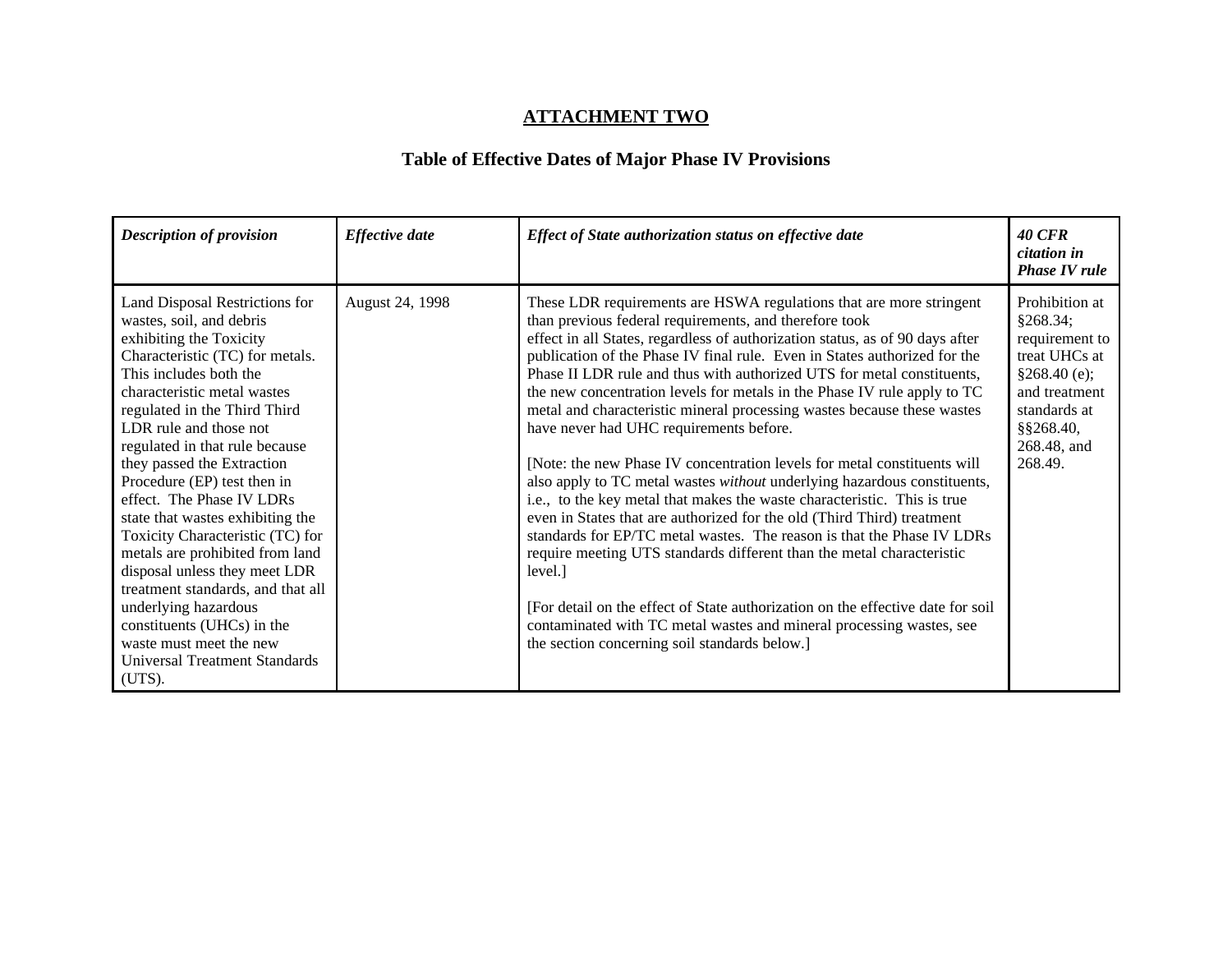## ATTACHMENT TWO

### Table of Effective Dates of Major Phase IV Provisions

| *Description of provision* | *Effective date* | *Effect of State authorization status on effective date* | *40 CFR citation in Phase IV rule* |
|---|---|---|---|
| Land Disposal Restrictions for wastes, soil, and debris exhibiting the Toxicity Characteristic (TC) for metals. This includes both the characteristic metal wastes regulated in the Third Third LDR rule and those not regulated in that rule because they passed the Extraction Procedure (EP) test then in effect. The Phase IV LDRs state that wastes exhibiting the Toxicity Characteristic (TC) for metals are prohibited from land disposal unless they meet LDR treatment standards, and that all underlying hazardous constituents (UHCs) in the waste must meet the new Universal Treatment Standards (UTS). | August 24, 1998 | These LDR requirements are HSWA regulations that are more stringent than previous federal requirements, and therefore took effect in all States, regardless of authorization status, as of 90 days after publication of the Phase IV final rule. Even in States authorized for the Phase II LDR rule and thus with authorized UTS for metal constituents, the new concentration levels for metals in the Phase IV rule apply to TC metal and characteristic mineral processing wastes because these wastes have never had UHC requirements before.<br><br>[Note: the new Phase IV concentration levels for metal constituents will also apply to TC metal wastes *without* underlying hazardous constituents, i.e., to the key metal that makes the waste characteristic. This is true even in States that are authorized for the old (Third Third) treatment standards for EP/TC metal wastes. The reason is that the Phase IV LDRs require meeting UTS standards different than the metal characteristic level.]<br><br>[For detail on the effect of State authorization on the effective date for soil contaminated with TC metal wastes and mineral processing wastes, see the section concerning soil standards below.] | Prohibition at §268.34; requirement to treat UHCs at §268.40 (e); and treatment standards at §§268.40, 268.48, and 268.49. |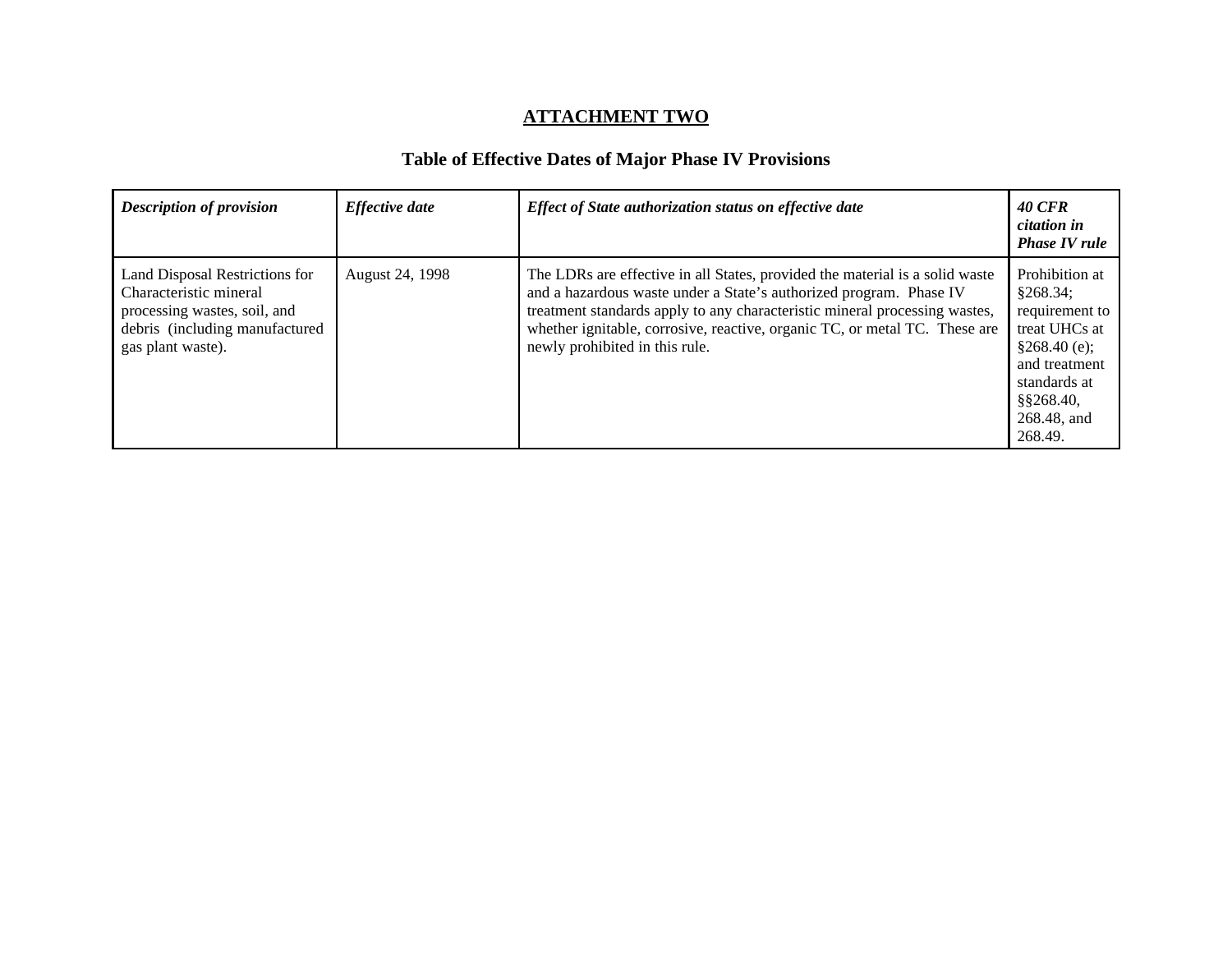**ATTACHMENT TWO**

## Table of Effective Dates of Major Phase IV Provisions

| *Description of provision* | *Effective date* | *Effect of State authorization status on effective date* | *40 CFR citation in Phase IV rule* |
|---|---|---|---|
| Land Disposal Restrictions for Characteristic mineral processing wastes, soil, and debris (including manufactured gas plant waste). | August 24, 1998 | The LDRs are effective in all States, provided the material is a solid waste and a hazardous waste under a State's authorized program. Phase IV treatment standards apply to any characteristic mineral processing wastes, whether ignitable, corrosive, reactive, organic TC, or metal TC. These are newly prohibited in this rule. | Prohibition at §268.34; requirement to treat UHCs at §268.40 (e); and treatment standards at §§268.40, 268.48, and 268.49. |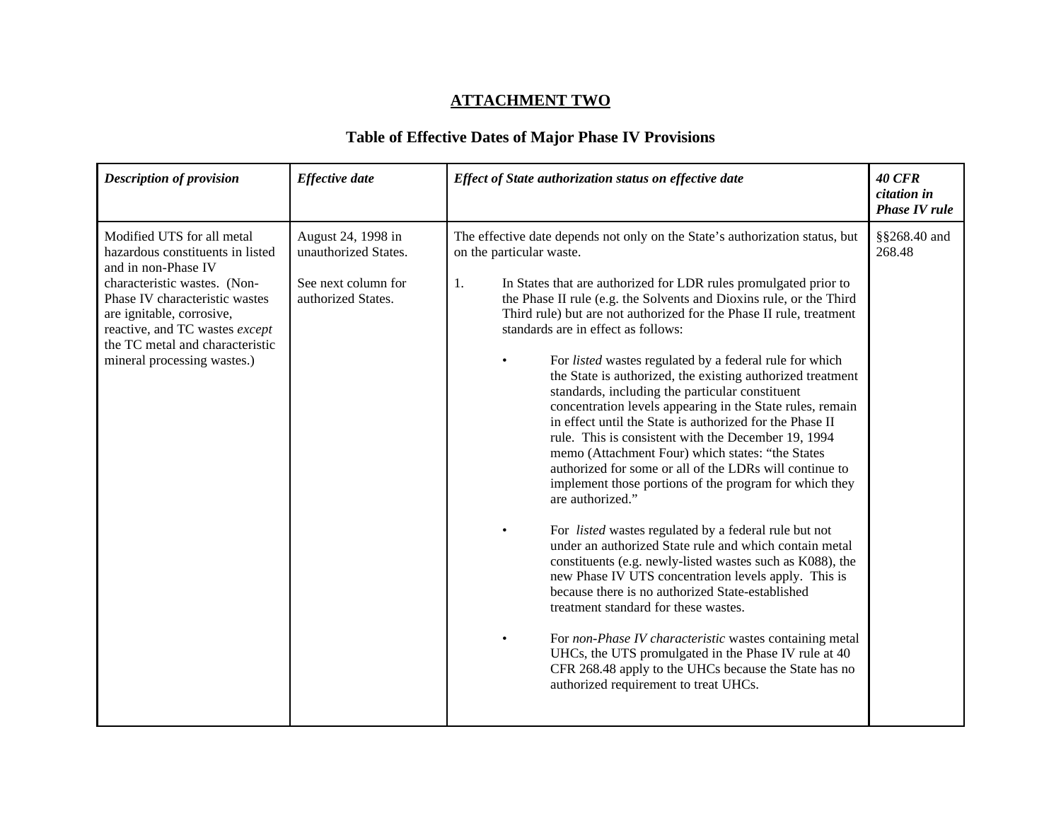## ATTACHMENT TWO

### Table of Effective Dates of Major Phase IV Provisions

| *Description of provision* | *Effective date* | *Effect of State authorization status on effective date* | *40 CFR citation in Phase IV rule* |
|---|---|---|---|
| Modified UTS for all metal hazardous constituents in listed and in non-Phase IV characteristic wastes. (Non-Phase IV characteristic wastes are ignitable, corrosive, reactive, and TC wastes *except* the TC metal and characteristic mineral processing wastes.) | August 24, 1998 in unauthorized States.<br><br>See next column for authorized States. | The effective date depends not only on the State's authorization status, but on the particular waste.<br><br>1. In States that are authorized for LDR rules promulgated prior to the Phase II rule (e.g. the Solvents and Dioxins rule, or the Third Third rule) but are not authorized for the Phase II rule, treatment standards are in effect as follows:<br><br>• For *listed* wastes regulated by a federal rule for which the State is authorized, the existing authorized treatment standards, including the particular constituent concentration levels appearing in the State rules, remain in effect until the State is authorized for the Phase II rule. This is consistent with the December 19, 1994 memo (Attachment Four) which states: "the States authorized for some or all of the LDRs will continue to implement those portions of the program for which they are authorized."<br><br>• For *listed* wastes regulated by a federal rule but not under an authorized State rule and which contain metal constituents (e.g. newly-listed wastes such as K088), the new Phase IV UTS concentration levels apply. This is because there is no authorized State-established treatment standard for these wastes.<br><br>• For *non-Phase IV characteristic* wastes containing metal UHCs, the UTS promulgated in the Phase IV rule at 40 CFR 268.48 apply to the UHCs because the State has no authorized requirement to treat UHCs. | §§268.40 and 268.48 |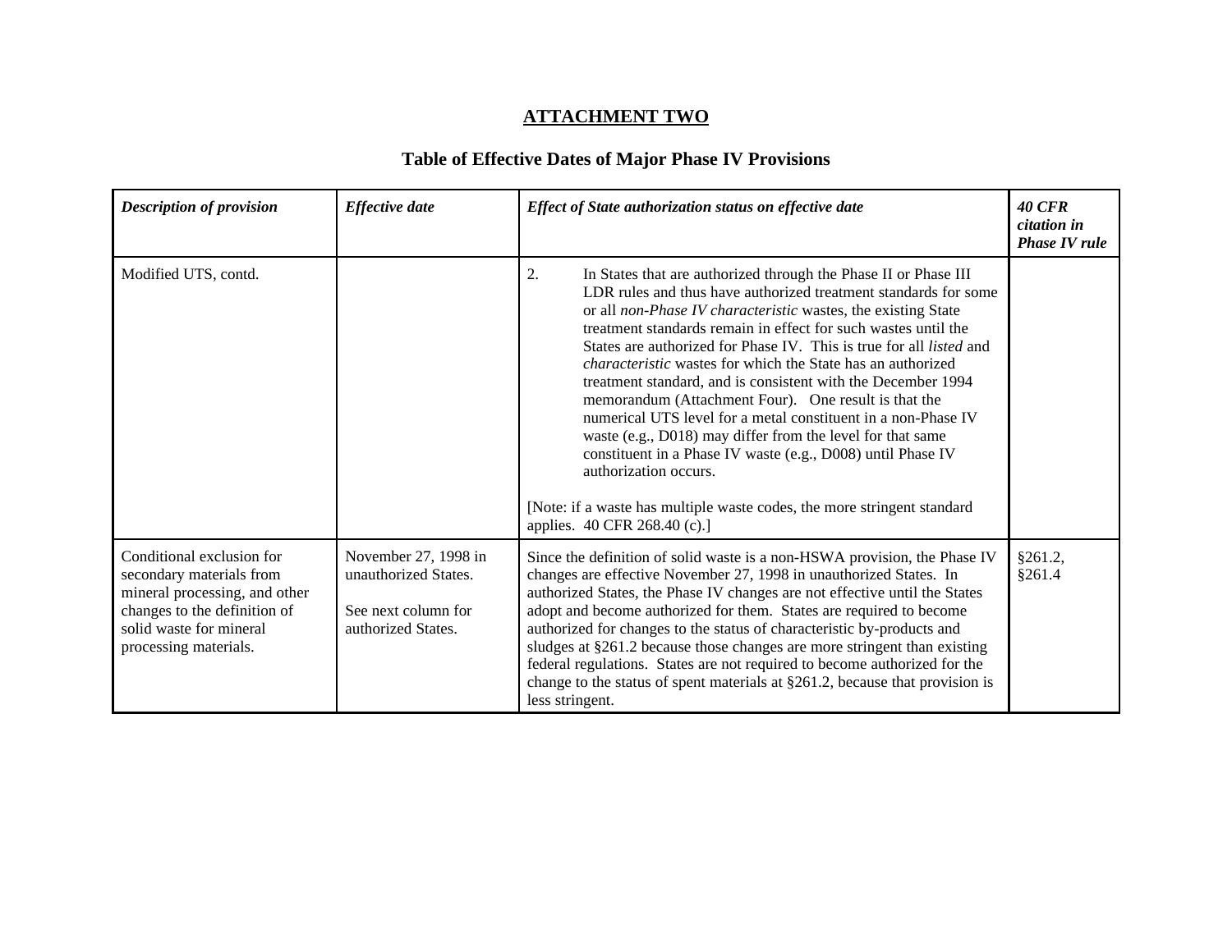## ATTACHMENT TWO

### Table of Effective Dates of Major Phase IV Provisions

| ***Description of provision*** | ***Effective date*** | ***Effect of State authorization status on effective date*** | ***40 CFR citation in Phase IV rule*** |
|---|---|---|---|
| Modified UTS, contd. | | 2. In States that are authorized through the Phase II or Phase III LDR rules and thus have authorized treatment standards for some or all *non-Phase IV characteristic* wastes, the existing State treatment standards remain in effect for such wastes until the States are authorized for Phase IV. This is true for all *listed* and *characteristic* wastes for which the State has an authorized treatment standard, and is consistent with the December 1994 memorandum (Attachment Four). One result is that the numerical UTS level for a metal constituent in a non-Phase IV waste (e.g., D018) may differ from the level for that same constituent in a Phase IV waste (e.g., D008) until Phase IV authorization occurs.<br><br>[Note: if a waste has multiple waste codes, the more stringent standard applies. 40 CFR 268.40 (c).] | |
| Conditional exclusion for secondary materials from mineral processing, and other changes to the definition of solid waste for mineral processing materials. | November 27, 1998 in unauthorized States.<br><br>See next column for authorized States. | Since the definition of solid waste is a non-HSWA provision, the Phase IV changes are effective November 27, 1998 in unauthorized States. In authorized States, the Phase IV changes are not effective until the States adopt and become authorized for them. States are required to become authorized for changes to the status of characteristic by-products and sludges at §261.2 because those changes are more stringent than existing federal regulations. States are not required to become authorized for the change to the status of spent materials at §261.2, because that provision is less stringent. | §261.2, §261.4 |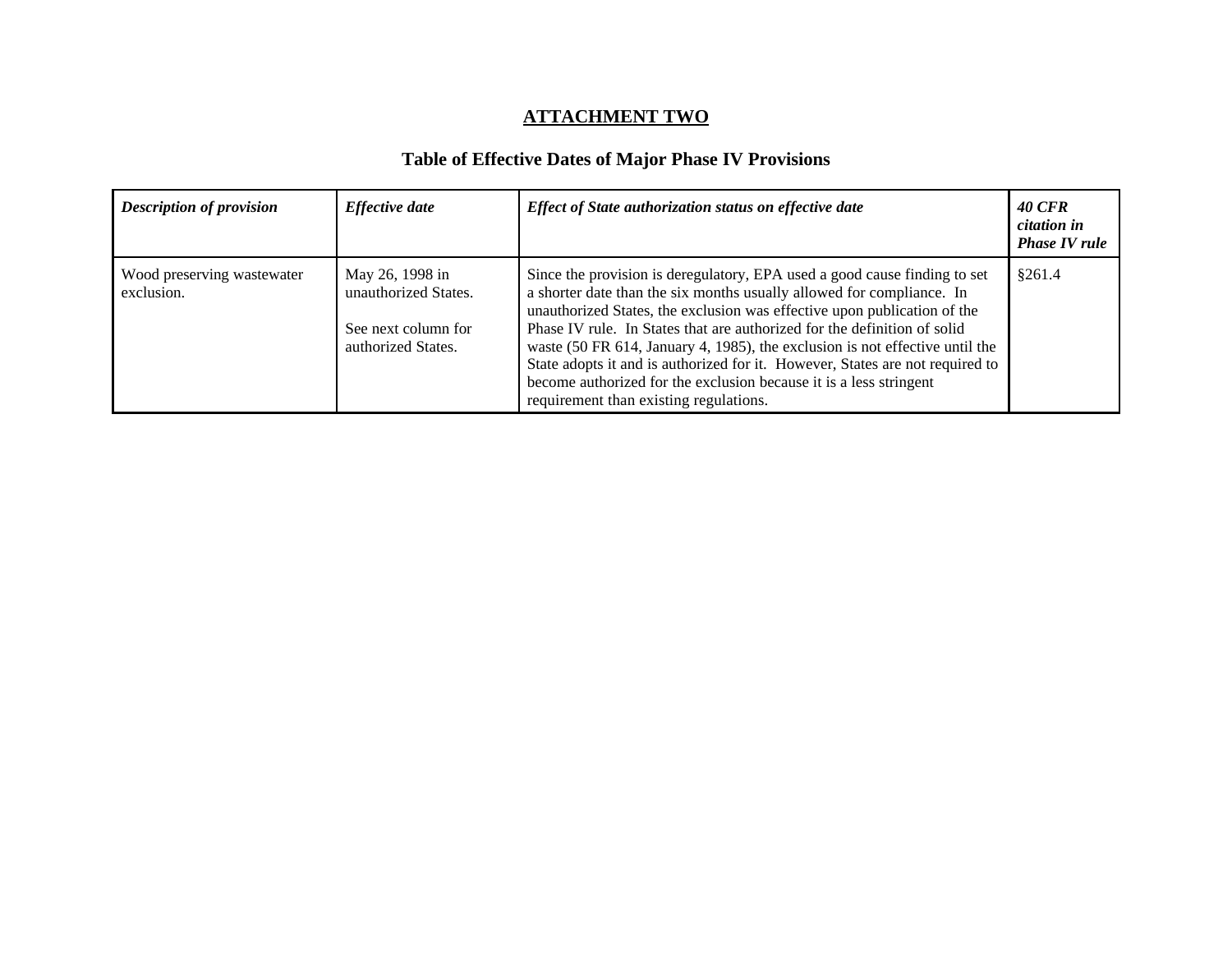## ATTACHMENT TWO

### Table of Effective Dates of Major Phase IV Provisions

| ***Description of provision*** | ***Effective date*** | ***Effect of State authorization status on effective date*** | ***40 CFR citation in Phase IV rule*** |
|---|---|---|---|
| Wood preserving wastewater exclusion. | May 26, 1998 in unauthorized States.<br><br>See next column for authorized States. | Since the provision is deregulatory, EPA used a good cause finding to set a shorter date than the six months usually allowed for compliance. In unauthorized States, the exclusion was effective upon publication of the Phase IV rule. In States that are authorized for the definition of solid waste (50 FR 614, January 4, 1985), the exclusion is not effective until the State adopts it and is authorized for it. However, States are not required to become authorized for the exclusion because it is a less stringent requirement than existing regulations. | §261.4 |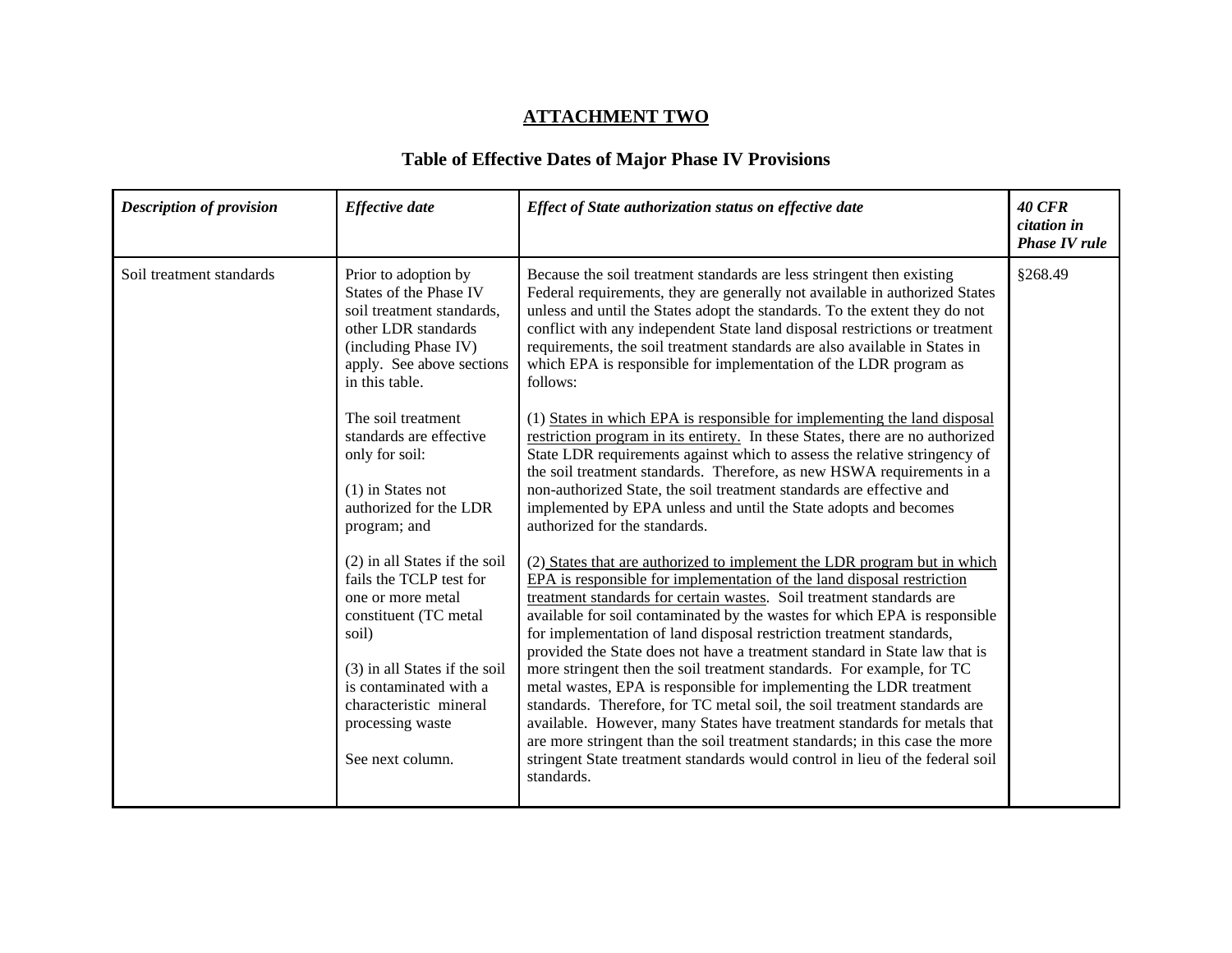**ATTACHMENT TWO**

## Table of Effective Dates of Major Phase IV Provisions

| *Description of provision* | *Effective date* | *Effect of State authorization status on effective date* | *40 CFR citation in Phase IV rule* |
|---|---|---|---|
| Soil treatment standards | Prior to adoption by States of the Phase IV soil treatment standards, other LDR standards (including Phase IV) apply. See above sections in this table.<br><br>The soil treatment standards are effective only for soil:<br><br>(1) in States not authorized for the LDR program; and<br><br>(2) in all States if the soil fails the TCLP test for one or more metal constituent (TC metal soil)<br><br>(3) in all States if the soil is contaminated with a characteristic mineral processing waste<br><br>See next column. | Because the soil treatment standards are less stringent then existing Federal requirements, they are generally not available in authorized States unless and until the States adopt the standards. To the extent they do not conflict with any independent State land disposal restrictions or treatment requirements, the soil treatment standards are also available in States in which EPA is responsible for implementation of the LDR program as follows:<br><br>(1) States in which EPA is responsible for implementing the land disposal restriction program in its entirety. In these States, there are no authorized State LDR requirements against which to assess the relative stringency of the soil treatment standards. Therefore, as new HSWA requirements in a non-authorized State, the soil treatment standards are effective and implemented by EPA unless and until the State adopts and becomes authorized for the standards.<br><br>(2) States that are authorized to implement the LDR program but in which EPA is responsible for implementation of the land disposal restriction treatment standards for certain wastes. Soil treatment standards are available for soil contaminated by the wastes for which EPA is responsible for implementation of land disposal restriction treatment standards, provided the State does not have a treatment standard in State law that is more stringent then the soil treatment standards. For example, for TC metal wastes, EPA is responsible for implementing the LDR treatment standards. Therefore, for TC metal soil, the soil treatment standards are available. However, many States have treatment standards for metals that are more stringent than the soil treatment standards; in this case the more stringent State treatment standards would control in lieu of the federal soil standards. | §268.49 |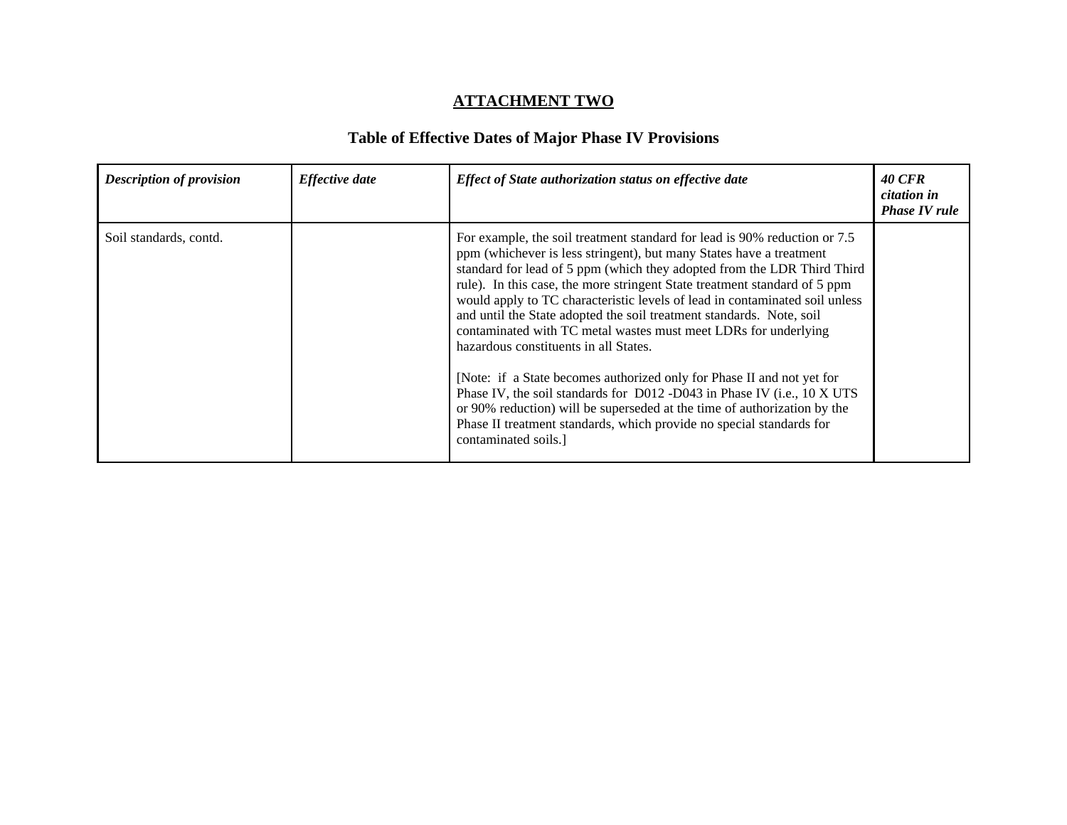**ATTACHMENT TWO**

**Table of Effective Dates of Major Phase IV Provisions**

| ***Description of provision*** | ***Effective date*** | ***Effect of State authorization status on effective date*** | ***40 CFR citation in Phase IV rule*** |
|---|---|---|---|
| Soil standards, contd. | | For example, the soil treatment standard for lead is 90% reduction or 7.5 ppm (whichever is less stringent), but many States have a treatment standard for lead of 5 ppm (which they adopted from the LDR Third Third rule). In this case, the more stringent State treatment standard of 5 ppm would apply to TC characteristic levels of lead in contaminated soil unless and until the State adopted the soil treatment standards. Note, soil contaminated with TC metal wastes must meet LDRs for underlying hazardous constituents in all States.<br><br>[Note: if a State becomes authorized only for Phase II and not yet for Phase IV, the soil standards for D012 -D043 in Phase IV (i.e., 10 X UTS or 90% reduction) will be superseded at the time of authorization by the Phase II treatment standards, which provide no special standards for contaminated soils.] | |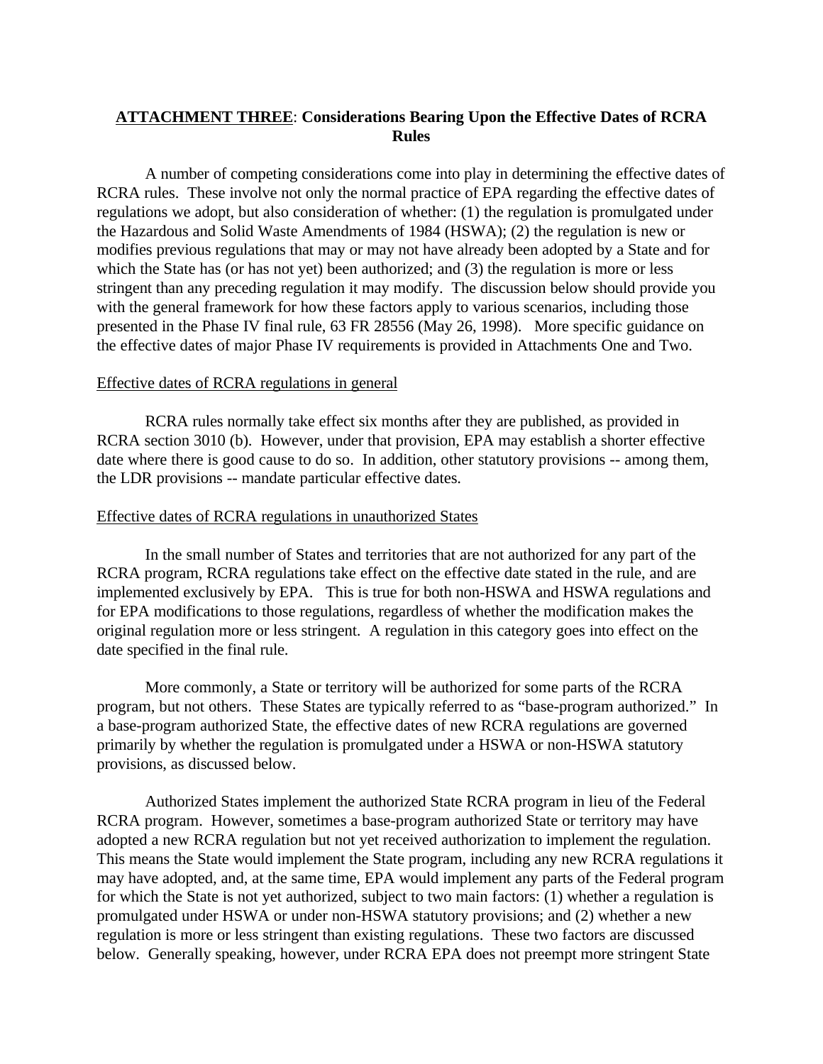**<u>ATTACHMENT THREE</u>: Considerations Bearing Upon the Effective Dates of RCRA Rules**

A number of competing considerations come into play in determining the effective dates of RCRA rules. These involve not only the normal practice of EPA regarding the effective dates of regulations we adopt, but also consideration of whether: (1) the regulation is promulgated under the Hazardous and Solid Waste Amendments of 1984 (HSWA); (2) the regulation is new or modifies previous regulations that may or may not have already been adopted by a State and for which the State has (or has not yet) been authorized; and (3) the regulation is more or less stringent than any preceding regulation it may modify. The discussion below should provide you with the general framework for how these factors apply to various scenarios, including those presented in the Phase IV final rule, 63 FR 28556 (May 26, 1998). More specific guidance on the effective dates of major Phase IV requirements is provided in Attachments One and Two.

<u>Effective dates of RCRA regulations in general</u>

RCRA rules normally take effect six months after they are published, as provided in RCRA section 3010 (b). However, under that provision, EPA may establish a shorter effective date where there is good cause to do so. In addition, other statutory provisions -- among them, the LDR provisions -- mandate particular effective dates.

<u>Effective dates of RCRA regulations in unauthorized States</u>

In the small number of States and territories that are not authorized for any part of the RCRA program, RCRA regulations take effect on the effective date stated in the rule, and are implemented exclusively by EPA. This is true for both non-HSWA and HSWA regulations and for EPA modifications to those regulations, regardless of whether the modification makes the original regulation more or less stringent. A regulation in this category goes into effect on the date specified in the final rule.

More commonly, a State or territory will be authorized for some parts of the RCRA program, but not others. These States are typically referred to as "base-program authorized." In a base-program authorized State, the effective dates of new RCRA regulations are governed primarily by whether the regulation is promulgated under a HSWA or non-HSWA statutory provisions, as discussed below.

Authorized States implement the authorized State RCRA program in lieu of the Federal RCRA program. However, sometimes a base-program authorized State or territory may have adopted a new RCRA regulation but not yet received authorization to implement the regulation. This means the State would implement the State program, including any new RCRA regulations it may have adopted, and, at the same time, EPA would implement any parts of the Federal program for which the State is not yet authorized, subject to two main factors: (1) whether a regulation is promulgated under HSWA or under non-HSWA statutory provisions; and (2) whether a new regulation is more or less stringent than existing regulations. These two factors are discussed below. Generally speaking, however, under RCRA EPA does not preempt more stringent State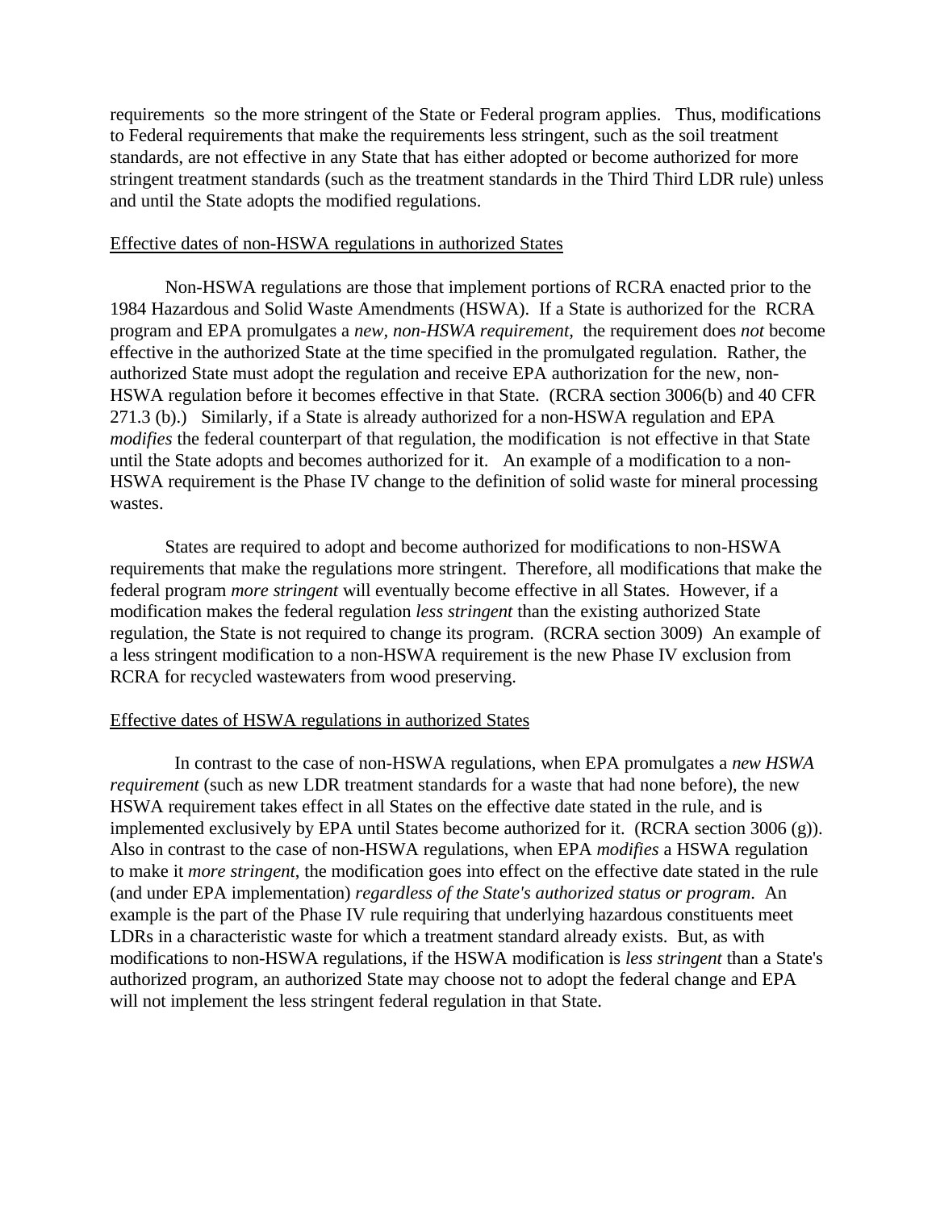requirements so the more stringent of the State or Federal program applies. Thus, modifications to Federal requirements that make the requirements less stringent, such as the soil treatment standards, are not effective in any State that has either adopted or become authorized for more stringent treatment standards (such as the treatment standards in the Third Third LDR rule) unless and until the State adopts the modified regulations.

<u>Effective dates of non-HSWA regulations in authorized States</u>

Non-HSWA regulations are those that implement portions of RCRA enacted prior to the 1984 Hazardous and Solid Waste Amendments (HSWA). If a State is authorized for the RCRA program and EPA promulgates a *new, non-HSWA requirement,* the requirement does *not* become effective in the authorized State at the time specified in the promulgated regulation. Rather, the authorized State must adopt the regulation and receive EPA authorization for the new, non-HSWA regulation before it becomes effective in that State. (RCRA section 3006(b) and 40 CFR 271.3 (b).) Similarly, if a State is already authorized for a non-HSWA regulation and EPA *modifies* the federal counterpart of that regulation, the modification is not effective in that State until the State adopts and becomes authorized for it. An example of a modification to a non-HSWA requirement is the Phase IV change to the definition of solid waste for mineral processing wastes.

States are required to adopt and become authorized for modifications to non-HSWA requirements that make the regulations more stringent. Therefore, all modifications that make the federal program *more stringent* will eventually become effective in all States. However, if a modification makes the federal regulation *less stringent* than the existing authorized State regulation, the State is not required to change its program. (RCRA section 3009) An example of a less stringent modification to a non-HSWA requirement is the new Phase IV exclusion from RCRA for recycled wastewaters from wood preserving.

<u>Effective dates of HSWA regulations in authorized States</u>

In contrast to the case of non-HSWA regulations, when EPA promulgates a *new HSWA requirement* (such as new LDR treatment standards for a waste that had none before), the new HSWA requirement takes effect in all States on the effective date stated in the rule, and is implemented exclusively by EPA until States become authorized for it. (RCRA section 3006 (g)). Also in contrast to the case of non-HSWA regulations, when EPA *modifies* a HSWA regulation to make it *more stringent*, the modification goes into effect on the effective date stated in the rule (and under EPA implementation) *regardless of the State's authorized status or program*. An example is the part of the Phase IV rule requiring that underlying hazardous constituents meet LDRs in a characteristic waste for which a treatment standard already exists. But, as with modifications to non-HSWA regulations, if the HSWA modification is *less stringent* than a State's authorized program, an authorized State may choose not to adopt the federal change and EPA will not implement the less stringent federal regulation in that State.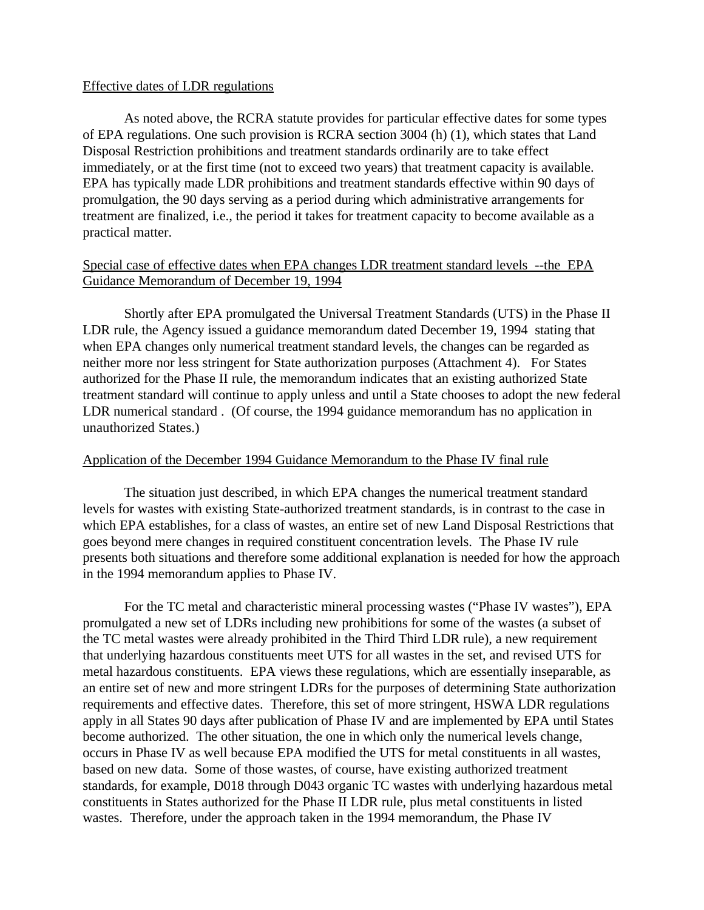<u>Effective dates of LDR regulations</u>

As noted above, the RCRA statute provides for particular effective dates for some types of EPA regulations. One such provision is RCRA section 3004 (h) (1), which states that Land Disposal Restriction prohibitions and treatment standards ordinarily are to take effect immediately, or at the first time (not to exceed two years) that treatment capacity is available. EPA has typically made LDR prohibitions and treatment standards effective within 90 days of promulgation, the 90 days serving as a period during which administrative arrangements for treatment are finalized, i.e., the period it takes for treatment capacity to become available as a practical matter.

<u>Special case of effective dates when EPA changes LDR treatment standard levels --the EPA Guidance Memorandum of December 19, 1994</u>

Shortly after EPA promulgated the Universal Treatment Standards (UTS) in the Phase II LDR rule, the Agency issued a guidance memorandum dated December 19, 1994 stating that when EPA changes only numerical treatment standard levels, the changes can be regarded as neither more nor less stringent for State authorization purposes (Attachment 4). For States authorized for the Phase II rule, the memorandum indicates that an existing authorized State treatment standard will continue to apply unless and until a State chooses to adopt the new federal LDR numerical standard . (Of course, the 1994 guidance memorandum has no application in unauthorized States.)

<u>Application of the December 1994 Guidance Memorandum to the Phase IV final rule</u>

The situation just described, in which EPA changes the numerical treatment standard levels for wastes with existing State-authorized treatment standards, is in contrast to the case in which EPA establishes, for a class of wastes, an entire set of new Land Disposal Restrictions that goes beyond mere changes in required constituent concentration levels. The Phase IV rule presents both situations and therefore some additional explanation is needed for how the approach in the 1994 memorandum applies to Phase IV.

For the TC metal and characteristic mineral processing wastes ("Phase IV wastes"), EPA promulgated a new set of LDRs including new prohibitions for some of the wastes (a subset of the TC metal wastes were already prohibited in the Third Third LDR rule), a new requirement that underlying hazardous constituents meet UTS for all wastes in the set, and revised UTS for metal hazardous constituents. EPA views these regulations, which are essentially inseparable, as an entire set of new and more stringent LDRs for the purposes of determining State authorization requirements and effective dates. Therefore, this set of more stringent, HSWA LDR regulations apply in all States 90 days after publication of Phase IV and are implemented by EPA until States become authorized. The other situation, the one in which only the numerical levels change, occurs in Phase IV as well because EPA modified the UTS for metal constituents in all wastes, based on new data. Some of those wastes, of course, have existing authorized treatment standards, for example, D018 through D043 organic TC wastes with underlying hazardous metal constituents in States authorized for the Phase II LDR rule, plus metal constituents in listed wastes. Therefore, under the approach taken in the 1994 memorandum, the Phase IV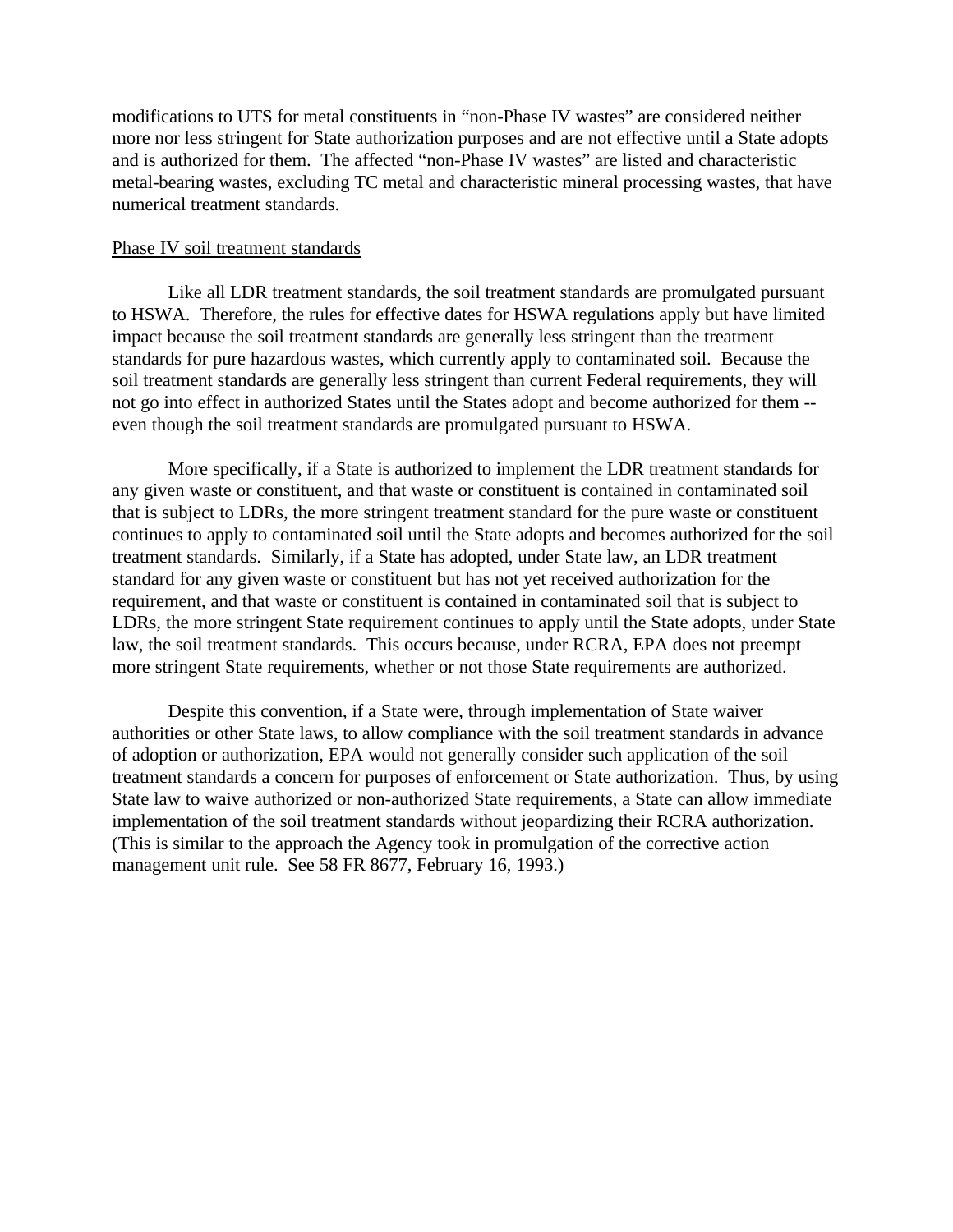modifications to UTS for metal constituents in "non-Phase IV wastes" are considered neither more nor less stringent for State authorization purposes and are not effective until a State adopts and is authorized for them. The affected "non-Phase IV wastes" are listed and characteristic metal-bearing wastes, excluding TC metal and characteristic mineral processing wastes, that have numerical treatment standards.

<u>Phase IV soil treatment standards</u>

Like all LDR treatment standards, the soil treatment standards are promulgated pursuant to HSWA. Therefore, the rules for effective dates for HSWA regulations apply but have limited impact because the soil treatment standards are generally less stringent than the treatment standards for pure hazardous wastes, which currently apply to contaminated soil. Because the soil treatment standards are generally less stringent than current Federal requirements, they will not go into effect in authorized States until the States adopt and become authorized for them -- even though the soil treatment standards are promulgated pursuant to HSWA.

More specifically, if a State is authorized to implement the LDR treatment standards for any given waste or constituent, and that waste or constituent is contained in contaminated soil that is subject to LDRs, the more stringent treatment standard for the pure waste or constituent continues to apply to contaminated soil until the State adopts and becomes authorized for the soil treatment standards. Similarly, if a State has adopted, under State law, an LDR treatment standard for any given waste or constituent but has not yet received authorization for the requirement, and that waste or constituent is contained in contaminated soil that is subject to LDRs, the more stringent State requirement continues to apply until the State adopts, under State law, the soil treatment standards. This occurs because, under RCRA, EPA does not preempt more stringent State requirements, whether or not those State requirements are authorized.

Despite this convention, if a State were, through implementation of State waiver authorities or other State laws, to allow compliance with the soil treatment standards in advance of adoption or authorization, EPA would not generally consider such application of the soil treatment standards a concern for purposes of enforcement or State authorization. Thus, by using State law to waive authorized or non-authorized State requirements, a State can allow immediate implementation of the soil treatment standards without jeopardizing their RCRA authorization. (This is similar to the approach the Agency took in promulgation of the corrective action management unit rule. See 58 FR 8677, February 16, 1993.)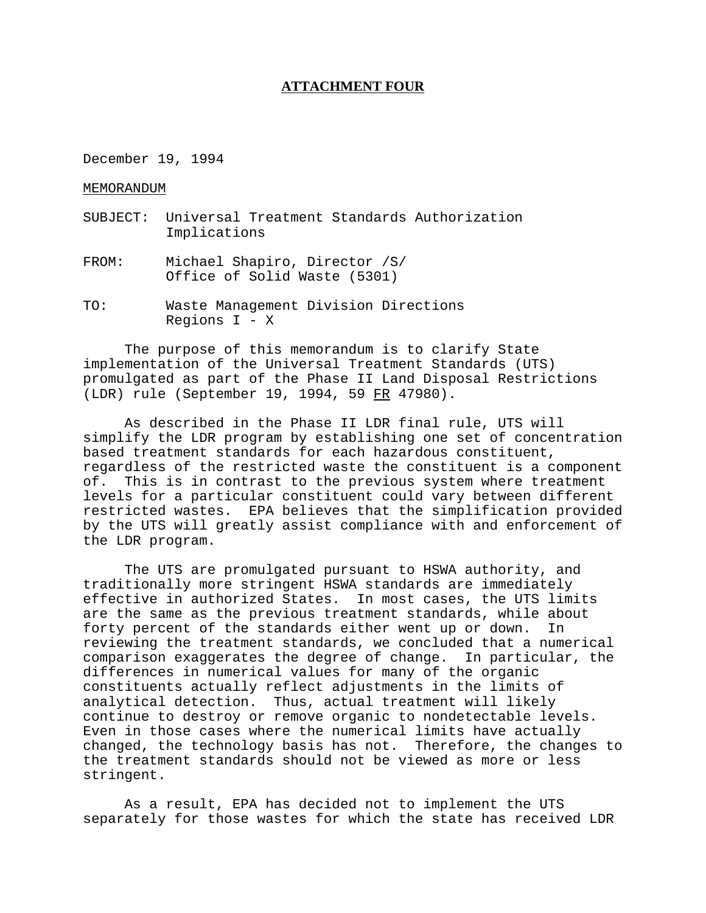**ATTACHMENT FOUR**

December 19, 1994

MEMORANDUM

SUBJECT: Universal Treatment Standards Authorization Implications

FROM: Michael Shapiro, Director /S/
Office of Solid Waste (5301)

TO: Waste Management Division Directions
Regions I - X

The purpose of this memorandum is to clarify State implementation of the Universal Treatment Standards (UTS) promulgated as part of the Phase II Land Disposal Restrictions (LDR) rule (September 19, 1994, 59 FR 47980).

As described in the Phase II LDR final rule, UTS will simplify the LDR program by establishing one set of concentration based treatment standards for each hazardous constituent, regardless of the restricted waste the constituent is a component of. This is in contrast to the previous system where treatment levels for a particular constituent could vary between different restricted wastes. EPA believes that the simplification provided by the UTS will greatly assist compliance with and enforcement of the LDR program.

The UTS are promulgated pursuant to HSWA authority, and traditionally more stringent HSWA standards are immediately effective in authorized States. In most cases, the UTS limits are the same as the previous treatment standards, while about forty percent of the standards either went up or down. In reviewing the treatment standards, we concluded that a numerical comparison exaggerates the degree of change. In particular, the differences in numerical values for many of the organic constituents actually reflect adjustments in the limits of analytical detection. Thus, actual treatment will likely continue to destroy or remove organic to nondetectable levels. Even in those cases where the numerical limits have actually changed, the technology basis has not. Therefore, the changes to the treatment standards should not be viewed as more or less stringent.

As a result, EPA has decided not to implement the UTS separately for those wastes for which the state has received LDR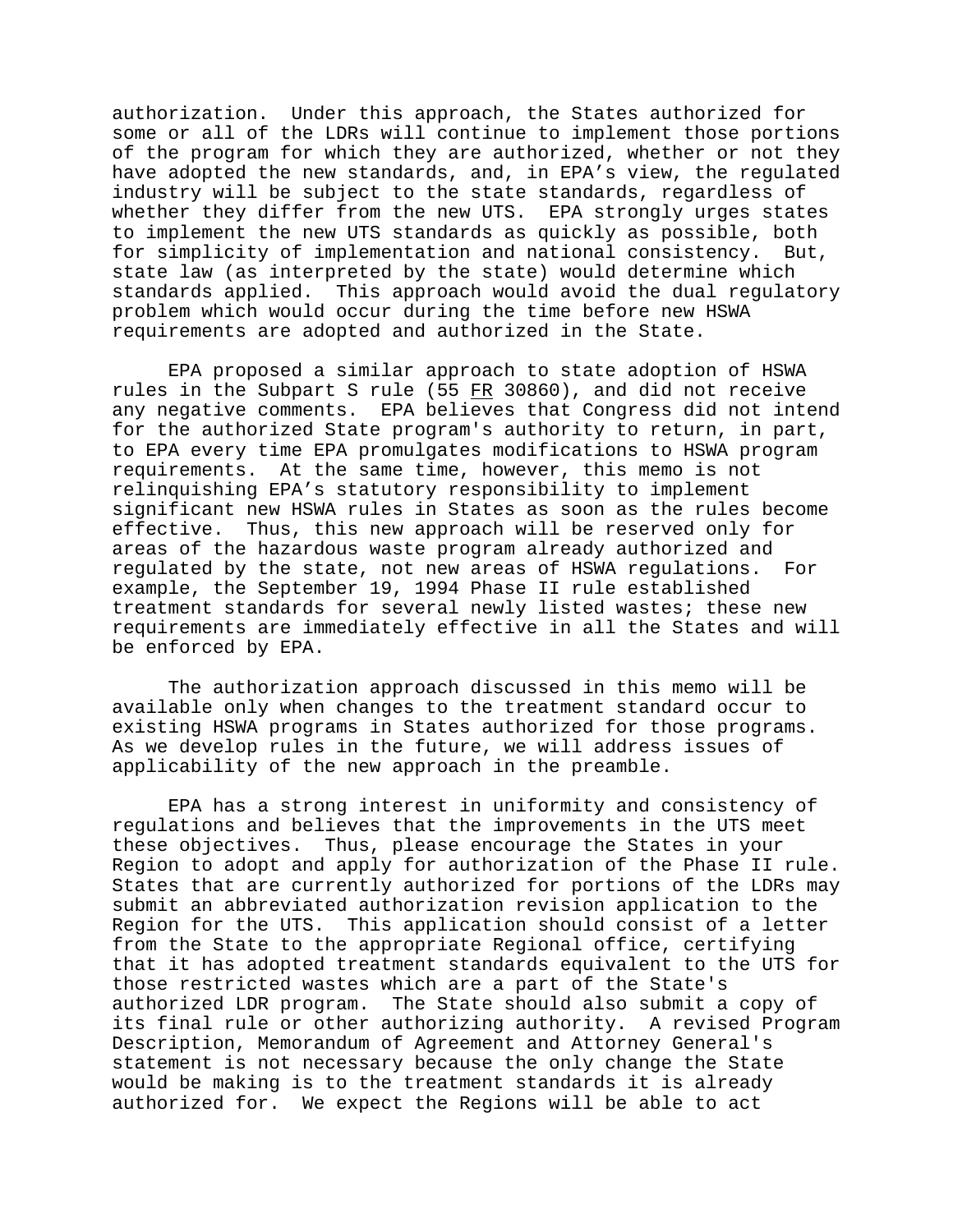authorization. Under this approach, the States authorized for some or all of the LDRs will continue to implement those portions of the program for which they are authorized, whether or not they have adopted the new standards, and, in EPA's view, the regulated industry will be subject to the state standards, regardless of whether they differ from the new UTS. EPA strongly urges states to implement the new UTS standards as quickly as possible, both for simplicity of implementation and national consistency. But, state law (as interpreted by the state) would determine which standards applied. This approach would avoid the dual regulatory problem which would occur during the time before new HSWA requirements are adopted and authorized in the State.

EPA proposed a similar approach to state adoption of HSWA rules in the Subpart S rule (55 FR 30860), and did not receive any negative comments. EPA believes that Congress did not intend for the authorized State program's authority to return, in part, to EPA every time EPA promulgates modifications to HSWA program requirements. At the same time, however, this memo is not relinquishing EPA's statutory responsibility to implement significant new HSWA rules in States as soon as the rules become effective. Thus, this new approach will be reserved only for areas of the hazardous waste program already authorized and regulated by the state, not new areas of HSWA regulations. For example, the September 19, 1994 Phase II rule established treatment standards for several newly listed wastes; these new requirements are immediately effective in all the States and will be enforced by EPA.

The authorization approach discussed in this memo will be available only when changes to the treatment standard occur to existing HSWA programs in States authorized for those programs. As we develop rules in the future, we will address issues of applicability of the new approach in the preamble.

EPA has a strong interest in uniformity and consistency of regulations and believes that the improvements in the UTS meet these objectives. Thus, please encourage the States in your Region to adopt and apply for authorization of the Phase II rule. States that are currently authorized for portions of the LDRs may submit an abbreviated authorization revision application to the Region for the UTS. This application should consist of a letter from the State to the appropriate Regional office, certifying that it has adopted treatment standards equivalent to the UTS for those restricted wastes which are a part of the State's authorized LDR program. The State should also submit a copy of its final rule or other authorizing authority. A revised Program Description, Memorandum of Agreement and Attorney General's statement is not necessary because the only change the State would be making is to the treatment standards it is already authorized for. We expect the Regions will be able to act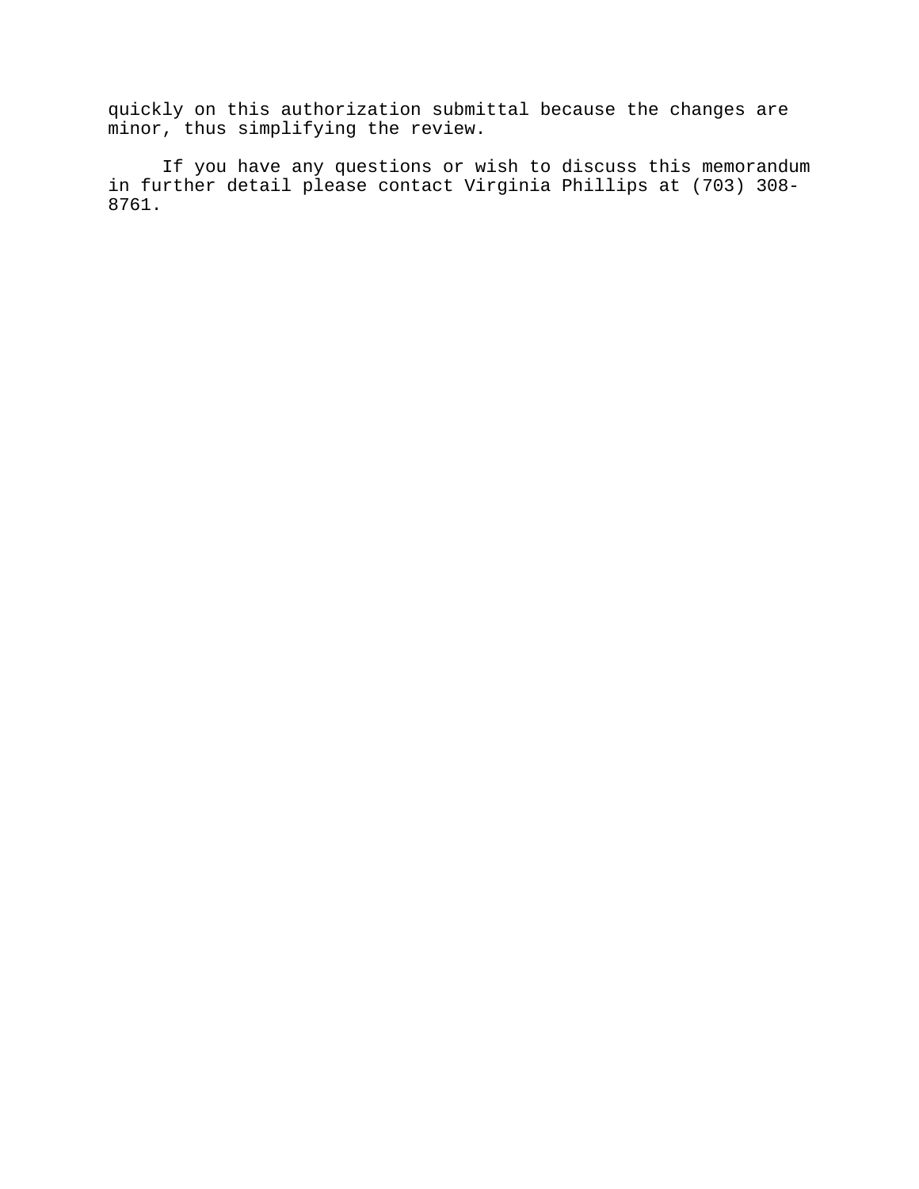quickly on this authorization submittal because the changes are minor, thus simplifying the review.

If you have any questions or wish to discuss this memorandum in further detail please contact Virginia Phillips at (703) 308-8761.